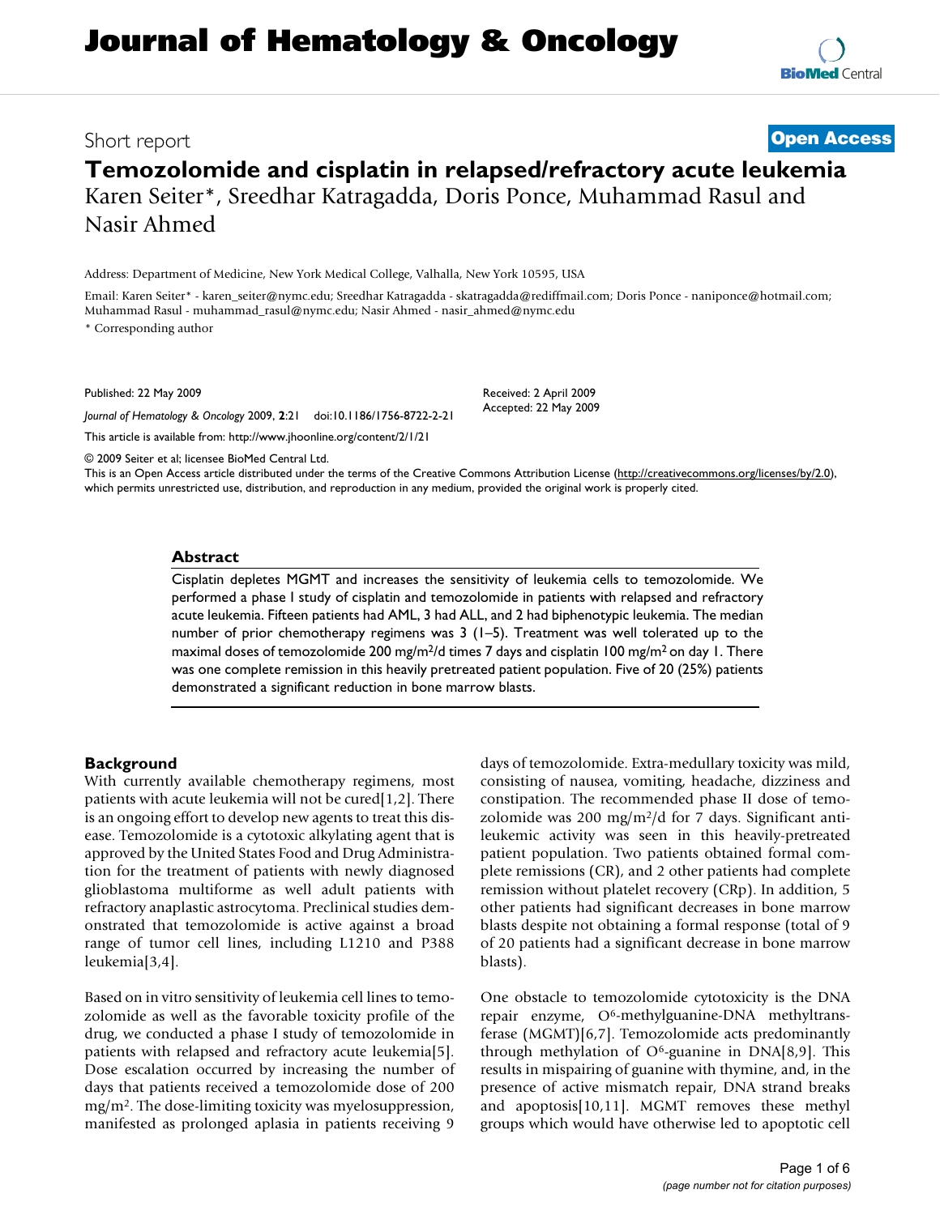# Journal of Hematology & Oncology

Short report

**Open Access**

## Temozolomide and cisplatin in relapsed/refractory acute leukemia

Karen Seiter*, Sreedhar Katragadda, Doris Ponce, Muhammad Rasul and Nasir Ahmed

Address: Department of Medicine, New York Medical College, Valhalla, New York 10595, USA

Email: Karen Seiter* - karen_seiter@nymc.edu; Sreedhar Katragadda - skatragadda@rediffmail.com; Doris Ponce - naniponce@hotmail.com; Muhammad Rasul - muhammad_rasul@nymc.edu; Nasir Ahmed - nasir_ahmed@nymc.edu

* Corresponding author

Published: 22 May 2009

*Journal of Hematology & Oncology* 2009, **2**:21 doi:10.1186/1756-8722-2-21

Received: 2 April 2009
Accepted: 22 May 2009

This article is available from: http://www.jhoonline.org/content/2/1/21

© 2009 Seiter et al; licensee BioMed Central Ltd.

This is an Open Access article distributed under the terms of the Creative Commons Attribution License (http://creativecommons.org/licenses/by/2.0), which permits unrestricted use, distribution, and reproduction in any medium, provided the original work is properly cited.

### Abstract

Cisplatin depletes MGMT and increases the sensitivity of leukemia cells to temozolomide. We performed a phase I study of cisplatin and temozolomide in patients with relapsed and refractory acute leukemia. Fifteen patients had AML, 3 had ALL, and 2 had biphenotypic leukemia. The median number of prior chemotherapy regimens was 3 (1–5). Treatment was well tolerated up to the maximal doses of temozolomide 200 mg/m$^2$/d times 7 days and cisplatin 100 mg/m$^2$ on day 1. There was one complete remission in this heavily pretreated patient population. Five of 20 (25%) patients demonstrated a significant reduction in bone marrow blasts.

### Background

With currently available chemotherapy regimens, most patients with acute leukemia will not be cured[1,2]. There is an ongoing effort to develop new agents to treat this disease. Temozolomide is a cytotoxic alkylating agent that is approved by the United States Food and Drug Administration for the treatment of patients with newly diagnosed glioblastoma multiforme as well adult patients with refractory anaplastic astrocytoma. Preclinical studies demonstrated that temozolomide is active against a broad range of tumor cell lines, including L1210 and P388 leukemia[3,4].

Based on in vitro sensitivity of leukemia cell lines to temozolomide as well as the favorable toxicity profile of the drug, we conducted a phase I study of temozolomide in patients with relapsed and refractory acute leukemia[5]. Dose escalation occurred by increasing the number of days that patients received a temozolomide dose of 200 mg/m$^2$. The dose-limiting toxicity was myelosuppression, manifested as prolonged aplasia in patients receiving 9 days of temozolomide. Extra-medullary toxicity was mild, consisting of nausea, vomiting, headache, dizziness and constipation. The recommended phase II dose of temozolomide was 200 mg/m$^2$/d for 7 days. Significant antileukemic activity was seen in this heavily-pretreated patient population. Two patients obtained formal complete remissions (CR), and 2 other patients had complete remission without platelet recovery (CRp). In addition, 5 other patients had significant decreases in bone marrow blasts despite not obtaining a formal response (total of 9 of 20 patients had a significant decrease in bone marrow blasts).

One obstacle to temozolomide cytotoxicity is the DNA repair enzyme, O$^6$-methylguanine-DNA methyltransferase (MGMT)[6,7]. Temozolomide acts predominantly through methylation of O$^6$-guanine in DNA[8,9]. This results in mispairing of guanine with thymine, and, in the presence of active mismatch repair, DNA strand breaks and apoptosis[10,11]. MGMT removes these methyl groups which would have otherwise led to apoptotic cell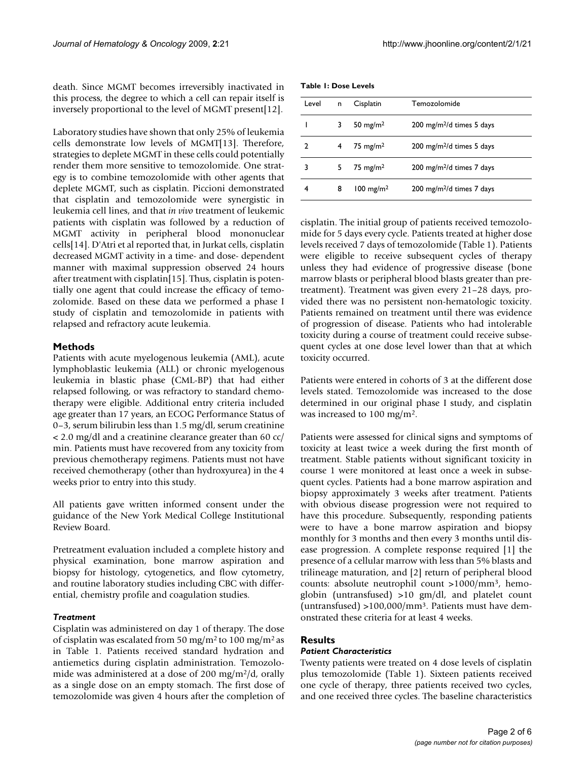death. Since MGMT becomes irreversibly inactivated in this process, the degree to which a cell can repair itself is inversely proportional to the level of MGMT present[12].

Laboratory studies have shown that only 25% of leukemia cells demonstrate low levels of MGMT[13]. Therefore, strategies to deplete MGMT in these cells could potentially render them more sensitive to temozolomide. One strategy is to combine temozolomide with other agents that deplete MGMT, such as cisplatin. Piccioni demonstrated that cisplatin and temozolomide were synergistic in leukemia cell lines, and that *in vivo* treatment of leukemic patients with cisplatin was followed by a reduction of MGMT activity in peripheral blood mononuclear cells[14]. D'Atri et al reported that, in Jurkat cells, cisplatin decreased MGMT activity in a time- and dose- dependent manner with maximal suppression observed 24 hours after treatment with cisplatin[15]. Thus, cisplatin is potentially one agent that could increase the efficacy of temozolomide. Based on these data we performed a phase I study of cisplatin and temozolomide in patients with relapsed and refractory acute leukemia.

## Methods

Patients with acute myelogenous leukemia (AML), acute lymphoblastic leukemia (ALL) or chronic myelogenous leukemia in blastic phase (CML-BP) that had either relapsed following, or was refractory to standard chemotherapy were eligible. Additional entry criteria included age greater than 17 years, an ECOG Performance Status of 0–3, serum bilirubin less than 1.5 mg/dl, serum creatinine < 2.0 mg/dl and a creatinine clearance greater than 60 cc/min. Patients must have recovered from any toxicity from previous chemotherapy regimens. Patients must not have received chemotherapy (other than hydroxyurea) in the 4 weeks prior to entry into this study.

All patients gave written informed consent under the guidance of the New York Medical College Institutional Review Board.

Pretreatment evaluation included a complete history and physical examination, bone marrow aspiration and biopsy for histology, cytogenetics, and flow cytometry, and routine laboratory studies including CBC with differential, chemistry profile and coagulation studies.

### *Treatment*

Cisplatin was administered on day 1 of therapy. The dose of cisplatin was escalated from 50 $mg/m^2$ to 100 $mg/m^2$ as in Table 1. Patients received standard hydration and antiemetics during cisplatin administration. Temozolomide was administered at a dose of 200 $mg/m^2/d$, orally as a single dose on an empty stomach. The first dose of temozolomide was given 4 hours after the completion of cisplatin. The initial group of patients received temozolomide for 5 days every cycle. Patients treated at higher dose levels received 7 days of temozolomide (Table 1). Patients were eligible to receive subsequent cycles of therapy unless they had evidence of progressive disease (bone marrow blasts or peripheral blood blasts greater than pretreatment). Treatment was given every 21–28 days, provided there was no persistent non-hematologic toxicity. Patients remained on treatment until there was evidence of progression of disease. Patients who had intolerable toxicity during a course of treatment could receive subsequent cycles at one dose level lower than that at which toxicity occurred.

**Table 1: Dose Levels**

| Level | n | Cisplatin | Temozolomide |
|---|---|---|---|
| 1 | 3 | 50 $mg/m^2$ | 200 $mg/m^2/d$ times 5 days |
| 2 | 4 | 75 $mg/m^2$ | 200 $mg/m^2/d$ times 5 days |
| 3 | 5 | 75 $mg/m^2$ | 200 $mg/m^2/d$ times 7 days |
| 4 | 8 | 100 $mg/m^2$ | 200 $mg/m^2/d$ times 7 days |

Patients were entered in cohorts of 3 at the different dose levels stated. Temozolomide was increased to the dose determined in our original phase I study, and cisplatin was increased to 100 $mg/m^2$.

Patients were assessed for clinical signs and symptoms of toxicity at least twice a week during the first month of treatment. Stable patients without significant toxicity in course 1 were monitored at least once a week in subsequent cycles. Patients had a bone marrow aspiration and biopsy approximately 3 weeks after treatment. Patients with obvious disease progression were not required to have this procedure. Subsequently, responding patients were to have a bone marrow aspiration and biopsy monthly for 3 months and then every 3 months until disease progression. A complete response required [1] the presence of a cellular marrow with less than 5% blasts and trilineage maturation, and [2] return of peripheral blood counts: absolute neutrophil count >1000/$mm^3$, hemoglobin (untransfused) >10 gm/dl, and platelet count (untransfused) >100,000/$mm^3$. Patients must have demonstrated these criteria for at least 4 weeks.

## Results

### *Patient Characteristics*

Twenty patients were treated on 4 dose levels of cisplatin plus temozolomide (Table 1). Sixteen patients received one cycle of therapy, three patients received two cycles, and one received three cycles. The baseline characteristics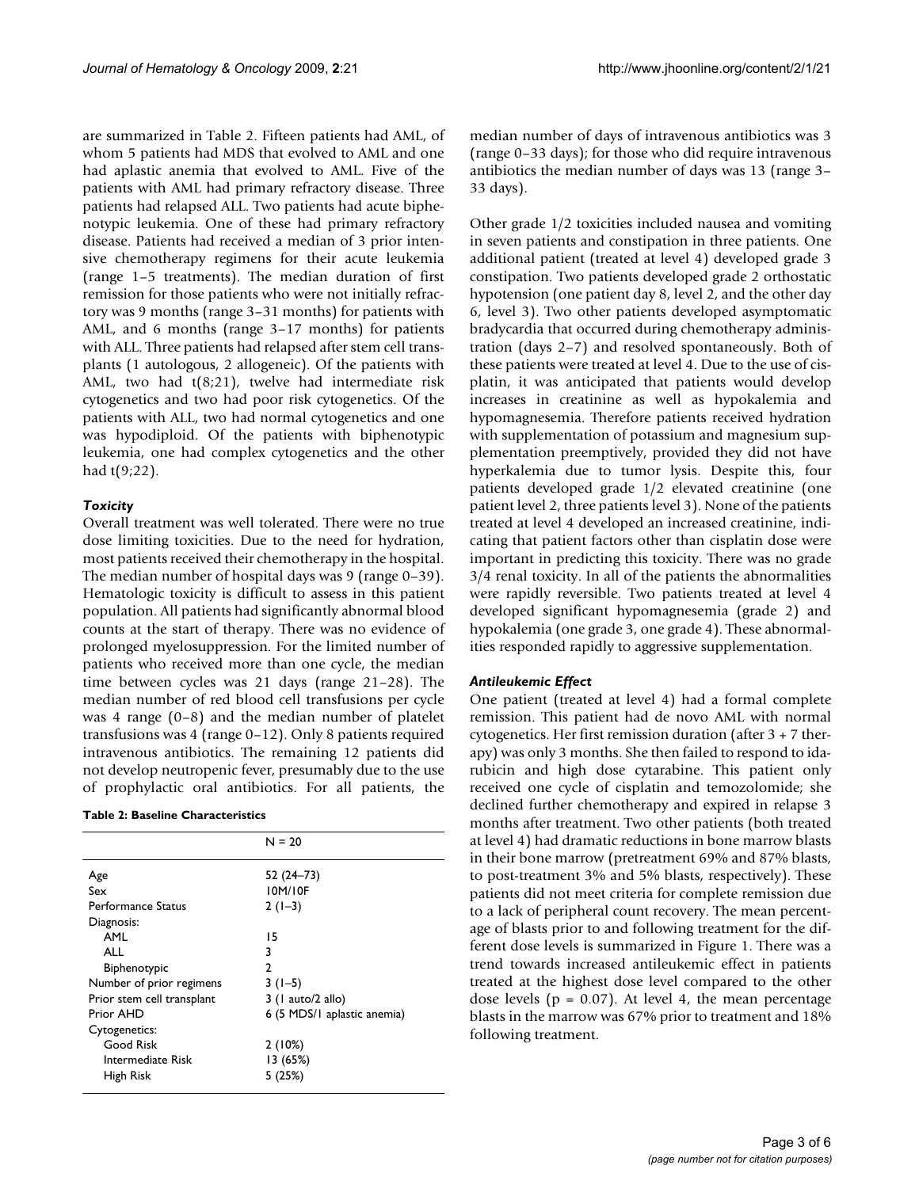are summarized in Table 2. Fifteen patients had AML, of whom 5 patients had MDS that evolved to AML and one had aplastic anemia that evolved to AML. Five of the patients with AML had primary refractory disease. Three patients had relapsed ALL. Two patients had acute biphenotypic leukemia. One of these had primary refractory disease. Patients had received a median of 3 prior intensive chemotherapy regimens for their acute leukemia (range 1–5 treatments). The median duration of first remission for those patients who were not initially refractory was 9 months (range 3–31 months) for patients with AML, and 6 months (range 3–17 months) for patients with ALL. Three patients had relapsed after stem cell transplants (1 autologous, 2 allogeneic). Of the patients with AML, two had t(8;21), twelve had intermediate risk cytogenetics and two had poor risk cytogenetics. Of the patients with ALL, two had normal cytogenetics and one was hypodiploid. Of the patients with biphenotypic leukemia, one had complex cytogenetics and the other had t(9;22).

### *Toxicity*

Overall treatment was well tolerated. There were no true dose limiting toxicities. Due to the need for hydration, most patients received their chemotherapy in the hospital. The median number of hospital days was 9 (range 0–39). Hematologic toxicity is difficult to assess in this patient population. All patients had significantly abnormal blood counts at the start of therapy. There was no evidence of prolonged myelosuppression. For the limited number of patients who received more than one cycle, the median time between cycles was 21 days (range 21–28). The median number of red blood cell transfusions per cycle was 4 range (0–8) and the median number of platelet transfusions was 4 (range 0–12). Only 8 patients required intravenous antibiotics. The remaining 12 patients did not develop neutropenic fever, presumably due to the use of prophylactic oral antibiotics. For all patients, the median number of days of intravenous antibiotics was 3 (range 0–33 days); for those who did require intravenous antibiotics the median number of days was 13 (range 3–33 days).

**Table 2: Baseline Characteristics**

| | N = 20 |
|---|---|
| Age | 52 (24–73) |
| Sex | 10M/10F |
| Performance Status | 2 (1–3) |
| Diagnosis: | |
| AML | 15 |
| ALL | 3 |
| Biphenotypic | 2 |
| Number of prior regimens | 3 (1–5) |
| Prior stem cell transplant | 3 (1 auto/2 allo) |
| Prior AHD | 6 (5 MDS/1 aplastic anemia) |
| Cytogenetics: | |
| Good Risk | 2 (10%) |
| Intermediate Risk | 13 (65%) |
| High Risk | 5 (25%) |

Other grade 1/2 toxicities included nausea and vomiting in seven patients and constipation in three patients. One additional patient (treated at level 4) developed grade 3 constipation. Two patients developed grade 2 orthostatic hypotension (one patient day 8, level 2, and the other day 6, level 3). Two other patients developed asymptomatic bradycardia that occurred during chemotherapy administration (days 2–7) and resolved spontaneously. Both of these patients were treated at level 4. Due to the use of cisplatin, it was anticipated that patients would develop increases in creatinine as well as hypokalemia and hypomagnesemia. Therefore patients received hydration with supplementation of potassium and magnesium supplementation preemptively, provided they did not have hyperkalemia due to tumor lysis. Despite this, four patients developed grade 1/2 elevated creatinine (one patient level 2, three patients level 3). None of the patients treated at level 4 developed an increased creatinine, indicating that patient factors other than cisplatin dose were important in predicting this toxicity. There was no grade 3/4 renal toxicity. In all of the patients the abnormalities were rapidly reversible. Two patients treated at level 4 developed significant hypomagnesemia (grade 2) and hypokalemia (one grade 3, one grade 4). These abnormalities responded rapidly to aggressive supplementation.

### *Antileukemic Effect*

One patient (treated at level 4) had a formal complete remission. This patient had de novo AML with normal cytogenetics. Her first remission duration (after 3 + 7 therapy) was only 3 months. She then failed to respond to idarubicin and high dose cytarabine. This patient only received one cycle of cisplatin and temozolomide; she declined further chemotherapy and expired in relapse 3 months after treatment. Two other patients (both treated at level 4) had dramatic reductions in bone marrow blasts in their bone marrow (pretreatment 69% and 87% blasts, to post-treatment 3% and 5% blasts, respectively). These patients did not meet criteria for complete remission due to a lack of peripheral count recovery. The mean percentage of blasts prior to and following treatment for the different dose levels is summarized in Figure 1. There was a trend towards increased antileukemic effect in patients treated at the highest dose level compared to the other dose levels ($p = 0.07$). At level 4, the mean percentage blasts in the marrow was 67% prior to treatment and 18% following treatment.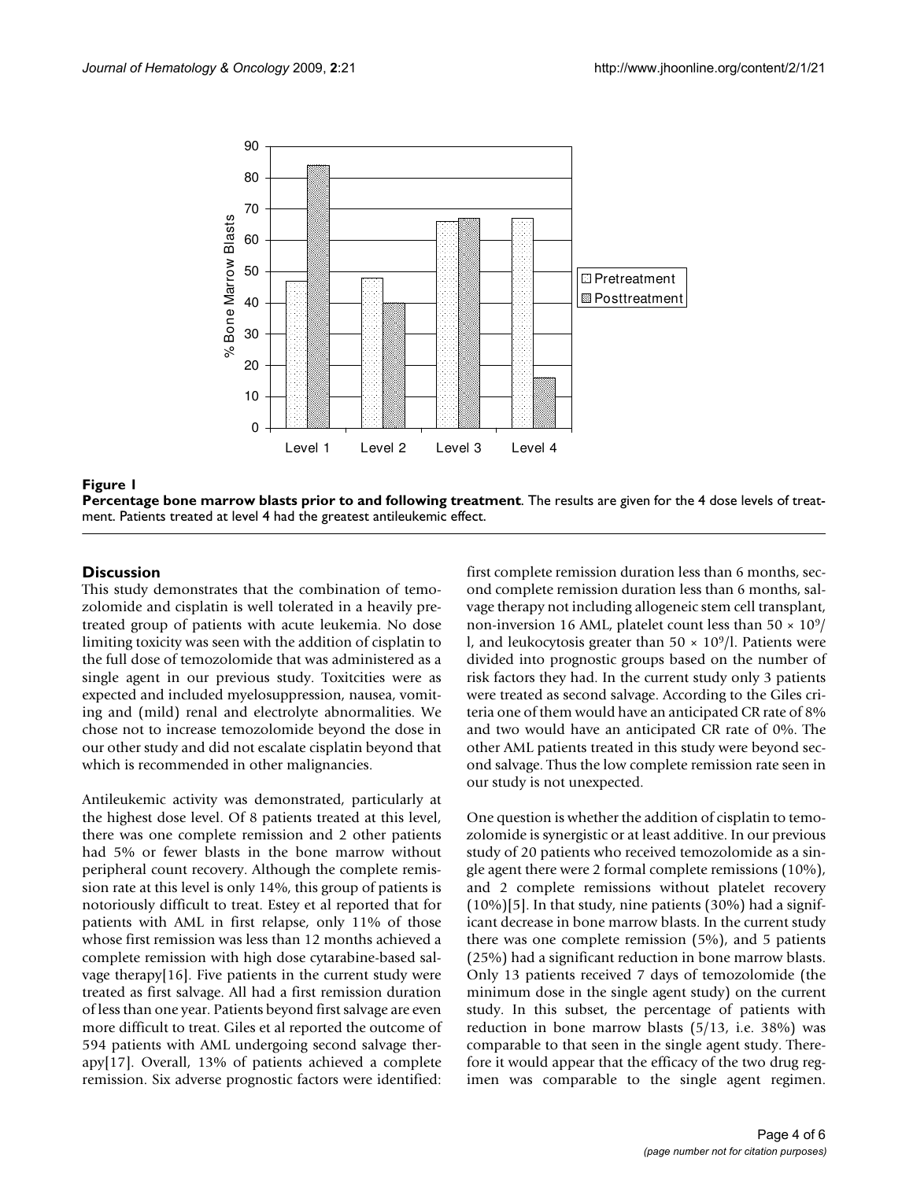**Figure 1**

**Percentage bone marrow blasts prior to and following treatment**. The results are given for the 4 dose levels of treatment. Patients treated at level 4 had the greatest antileukemic effect.

## Discussion

This study demonstrates that the combination of temozolomide and cisplatin is well tolerated in a heavily pretreated group of patients with acute leukemia. No dose limiting toxicity was seen with the addition of cisplatin to the full dose of temozolomide that was administered as a single agent in our previous study. Toxitcities were as expected and included myelosuppression, nausea, vomiting and (mild) renal and electrolyte abnormalities. We chose not to increase temozolomide beyond the dose in our other study and did not escalate cisplatin beyond that which is recommended in other malignancies.

Antileukemic activity was demonstrated, particularly at the highest dose level. Of 8 patients treated at this level, there was one complete remission and 2 other patients had 5% or fewer blasts in the bone marrow without peripheral count recovery. Although the complete remission rate at this level is only 14%, this group of patients is notoriously difficult to treat. Estey et al reported that for patients with AML in first relapse, only 11% of those whose first remission was less than 12 months achieved a complete remission with high dose cytarabine-based salvage therapy[16]. Five patients in the current study were treated as first salvage. All had a first remission duration of less than one year. Patients beyond first salvage are even more difficult to treat. Giles et al reported the outcome of 594 patients with AML undergoing second salvage therapy[17]. Overall, 13% of patients achieved a complete remission. Six adverse prognostic factors were identified: first complete remission duration less than 6 months, second complete remission duration less than 6 months, salvage therapy not including allogeneic stem cell transplant, non-inversion 16 AML, platelet count less than $50 \times 10^9$/l, and leukocytosis greater than $50 \times 10^9$/l. Patients were divided into prognostic groups based on the number of risk factors they had. In the current study only 3 patients were treated as second salvage. According to the Giles criteria one of them would have an anticipated CR rate of 8% and two would have an anticipated CR rate of 0%. The other AML patients treated in this study were beyond second salvage. Thus the low complete remission rate seen in our study is not unexpected.

One question is whether the addition of cisplatin to temozolomide is synergistic or at least additive. In our previous study of 20 patients who received temozolomide as a single agent there were 2 formal complete remissions (10%), and 2 complete remissions without platelet recovery (10%)[5]. In that study, nine patients (30%) had a significant decrease in bone marrow blasts. In the current study there was one complete remission (5%), and 5 patients (25%) had a significant reduction in bone marrow blasts. Only 13 patients received 7 days of temozolomide (the minimum dose in the single agent study) on the current study. In this subset, the percentage of patients with reduction in bone marrow blasts (5/13, i.e. 38%) was comparable to that seen in the single agent study. Therefore it would appear that the efficacy of the two drug regimen was comparable to the single agent regimen.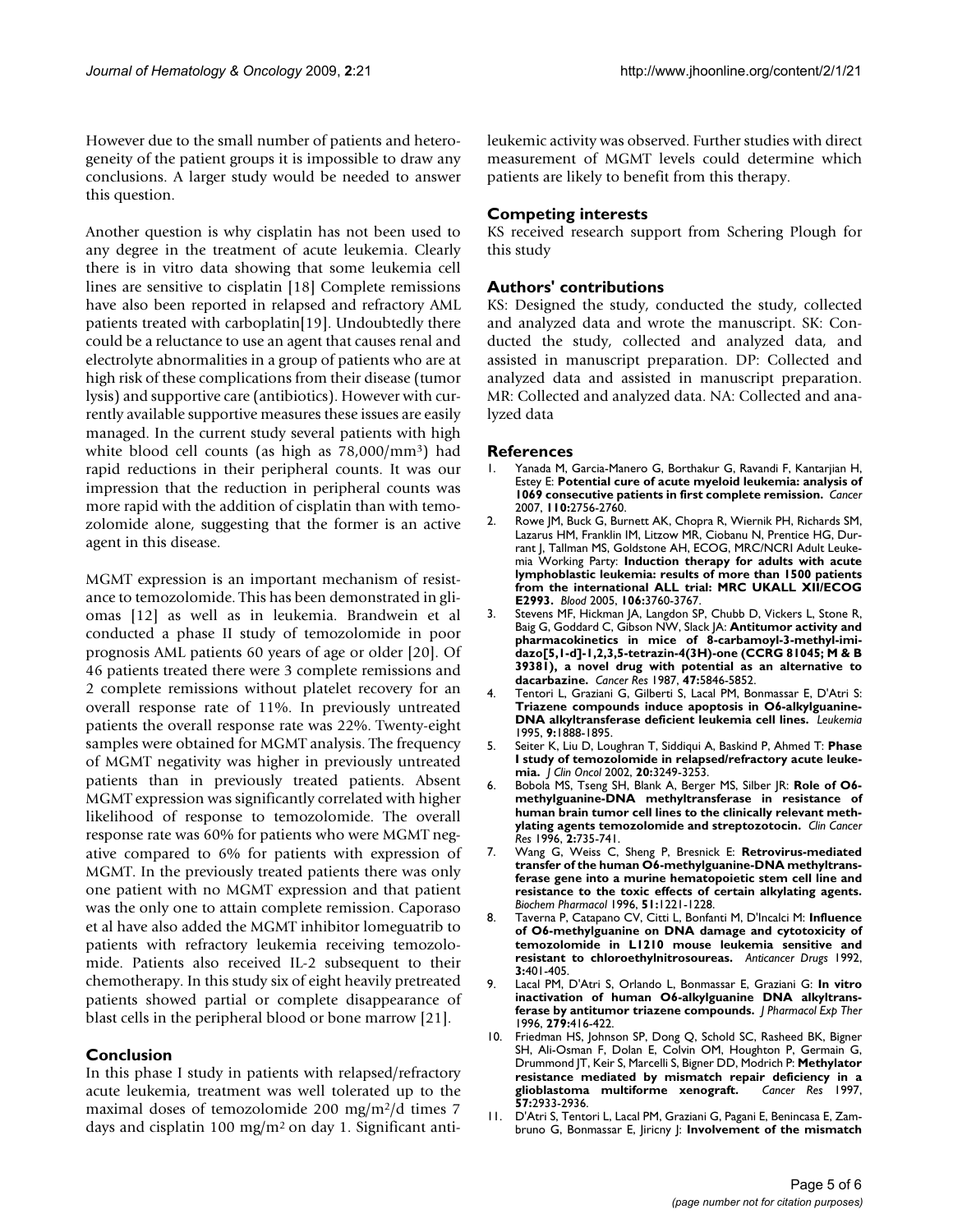However due to the small number of patients and heterogeneity of the patient groups it is impossible to draw any conclusions. A larger study would be needed to answer this question.

Another question is why cisplatin has not been used to any degree in the treatment of acute leukemia. Clearly there is in vitro data showing that some leukemia cell lines are sensitive to cisplatin [18] Complete remissions have also been reported in relapsed and refractory AML patients treated with carboplatin[19]. Undoubtedly there could be a reluctance to use an agent that causes renal and electrolyte abnormalities in a group of patients who are at high risk of these complications from their disease (tumor lysis) and supportive care (antibiotics). However with currently available supportive measures these issues are easily managed. In the current study several patients with high white blood cell counts (as high as 78,000/mm$^3$) had rapid reductions in their peripheral counts. It was our impression that the reduction in peripheral counts was more rapid with the addition of cisplatin than with temozolomide alone, suggesting that the former is an active agent in this disease.

MGMT expression is an important mechanism of resistance to temozolomide. This has been demonstrated in gliomas [12] as well as in leukemia. Brandwein et al conducted a phase II study of temozolomide in poor prognosis AML patients 60 years of age or older [20]. Of 46 patients treated there were 3 complete remissions and 2 complete remissions without platelet recovery for an overall response rate of 11%. In previously untreated patients the overall response rate was 22%. Twenty-eight samples were obtained for MGMT analysis. The frequency of MGMT negativity was higher in previously untreated patients than in previously treated patients. Absent MGMT expression was significantly correlated with higher likelihood of response to temozolomide. The overall response rate was 60% for patients who were MGMT negative compared to 6% for patients with expression of MGMT. In the previously treated patients there was only one patient with no MGMT expression and that patient was the only one to attain complete remission. Caporaso et al have also added the MGMT inhibitor lomeguatrib to patients with refractory leukemia receiving temozolomide. Patients also received IL-2 subsequent to their chemotherapy. In this study six of eight heavily pretreated patients showed partial or complete disappearance of blast cells in the peripheral blood or bone marrow [21].

## Conclusion

In this phase I study in patients with relapsed/refractory acute leukemia, treatment was well tolerated up to the maximal doses of temozolomide 200 mg/m$^2$/d times 7 days and cisplatin 100 mg/m$^2$ on day 1. Significant antileukemic activity was observed. Further studies with direct measurement of MGMT levels could determine which patients are likely to benefit from this therapy.

## Competing interests

KS received research support from Schering Plough for this study

## Authors' contributions

KS: Designed the study, conducted the study, collected and analyzed data and wrote the manuscript. SK: Conducted the study, collected and analyzed data, and assisted in manuscript preparation. DP: Collected and analyzed data and assisted in manuscript preparation. MR: Collected and analyzed data. NA: Collected and analyzed data

## References

1. Yanada M, Garcia-Manero G, Borthakur G, Ravandi F, Kantarjian H, Estey E: **Potential cure of acute myeloid leukemia: analysis of 1069 consecutive patients in first complete remission.** *Cancer* 2007, **110:**2756-2760.
2. Rowe JM, Buck G, Burnett AK, Chopra R, Wiernik PH, Richards SM, Lazarus HM, Franklin IM, Litzow MR, Ciobanu N, Prentice HG, Durrant J, Tallman MS, Goldstone AH, ECOG, MRC/NCRI Adult Leukemia Working Party: **Induction therapy for adults with acute lymphoblastic leukemia: results of more than 1500 patients from the international ALL trial: MRC UKALL XII/ECOG E2993.** *Blood* 2005, **106:**3760-3767.
3. Stevens MF, Hickman JA, Langdon SP, Chubb D, Vickers L, Stone R, Baig G, Goddard C, Gibson NW, Slack JA: **Antitumor activity and pharmacokinetics in mice of 8-carbamoyl-3-methyl-imidazo[5,1-d]-1,2,3,5-tetrazin-4(3H)-one (CCRG 81045; M & B 39381), a novel drug with potential as an alternative to dacarbazine.** *Cancer Res* 1987, **47:**5846-5852.
4. Tentori L, Graziani G, Gilberti S, Lacal PM, Bonmassar E, D'Atri S: **Triazene compounds induce apoptosis in O6-alkylguanine-DNA alkyltransferase deficient leukemia cell lines.** *Leukemia* 1995, **9:**1888-1895.
5. Seiter K, Liu D, Loughran T, Siddiqui A, Baskind P, Ahmed T: **Phase I study of temozolomide in relapsed/refractory acute leukemia.** *J Clin Oncol* 2002, **20:**3249-3253.
6. Bobola MS, Tseng SH, Blank A, Berger MS, Silber JR: **Role of O6-methylguanine-DNA methyltransferase in resistance of human brain tumor cell lines to the clinically relevant methylating agents temozolomide and streptozotocin.** *Clin Cancer Res* 1996, **2:**735-741.
7. Wang G, Weiss C, Sheng P, Bresnick E: **Retrovirus-mediated transfer of the human O6-methylguanine-DNA methyltransferase gene into a murine hematopoietic stem cell line and resistance to the toxic effects of certain alkylating agents.** *Biochem Pharmacol* 1996, **51:**1221-1228.
8. Taverna P, Catapano CV, Citti L, Bonfanti M, D'Incalci M: **Influence of O6-methylguanine on DNA damage and cytotoxicity of temozolomide in L1210 mouse leukemia sensitive and resistant to chloroethylnitrosoureas.** *Anticancer Drugs* 1992, **3:**401-405.
9. Lacal PM, D'Atri S, Orlando L, Bonmassar E, Graziani G: **In vitro inactivation of human O6-alkylguanine DNA alkyltransferase by antitumor triazene compounds.** *J Pharmacol Exp Ther* 1996, **279:**416-422.
10. Friedman HS, Johnson SP, Dong Q, Schold SC, Rasheed BK, Bigner SH, Ali-Osman F, Dolan E, Colvin OM, Houghton P, Germain G, Drummond JT, Keir S, Marcelli S, Bigner DD, Modrich P: **Methylator resistance mediated by mismatch repair deficiency in a glioblastoma multiforme xenograft.** *Cancer Res* 1997, **57:**2933-2936.
11. D'Atri S, Tentori L, Lacal PM, Graziani G, Pagani E, Benincasa E, Zambruno G, Bonmassar E, Jiricny J: **Involvement of the mismatch**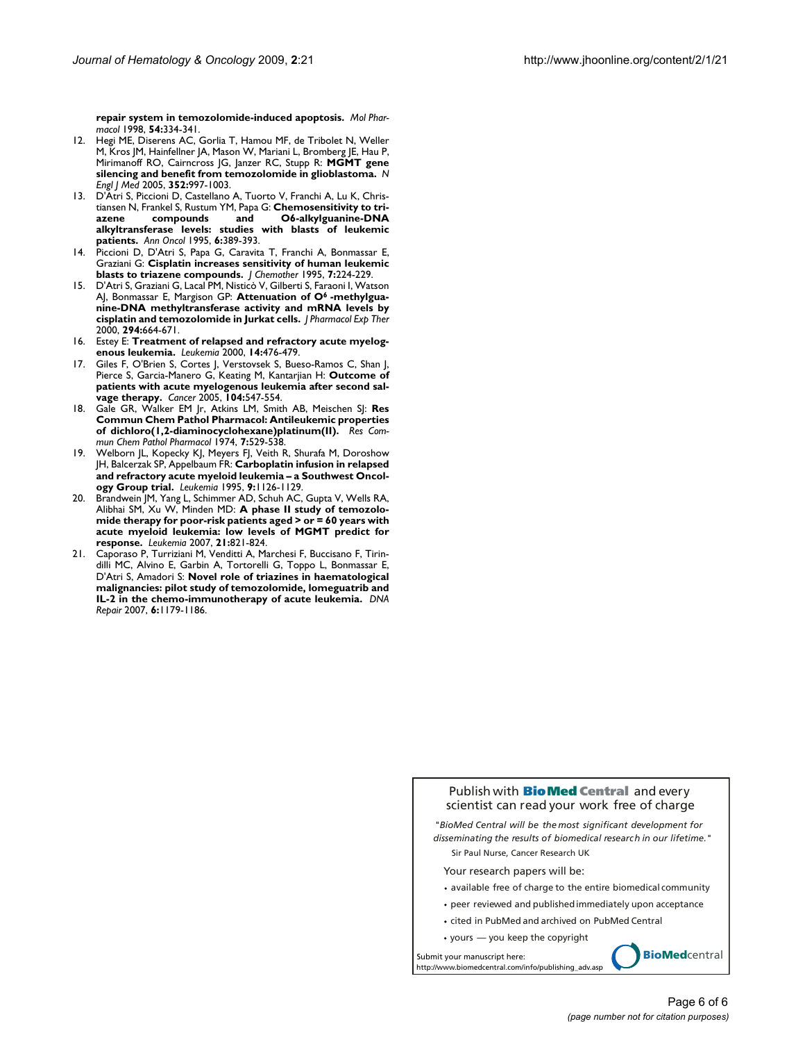**repair system in temozolomide-induced apoptosis.** *Mol Pharmacol* 1998, **54:**334-341.

12. Hegi ME, Diserens AC, Gorlia T, Hamou MF, de Tribolet N, Weller M, Kros JM, Hainfellner JA, Mason W, Mariani L, Bromberg JE, Hau P, Mirimanoff RO, Cairncross JG, Janzer RC, Stupp R: **MGMT gene silencing and benefit from temozolomide in glioblastoma.** *N Engl J Med* 2005, **352:**997-1003.
13. D'Atri S, Piccioni D, Castellano A, Tuorto V, Franchi A, Lu K, Christiansen N, Frankel S, Rustum YM, Papa G: **Chemosensitivity to triazene compounds and O6-alkylguanine-DNA alkyltransferase levels: studies with blasts of leukemic patients.** *Ann Oncol* 1995, **6:**389-393.
14. Piccioni D, D'Atri S, Papa G, Caravita T, Franchi A, Bonmassar E, Graziani G: **Cisplatin increases sensitivity of human leukemic blasts to triazene compounds.** *J Chemother* 1995, **7:**224-229.
15. D'Atri S, Graziani G, Lacal PM, Nisticò V, Gilberti S, Faraoni I, Watson AJ, Bonmassar E, Margison GP: **Attenuation of O[6] -methylguanine-DNA methyltransferase activity and mRNA levels by cisplatin and temozolomide in Jurkat cells.** *J Pharmacol Exp Ther* 2000, **294:**664-671.
16. Estey E: **Treatment of relapsed and refractory acute myelogenous leukemia.** *Leukemia* 2000, **14:**476-479.
17. Giles F, O'Brien S, Cortes J, Verstovsek S, Bueso-Ramos C, Shan J, Pierce S, Garcia-Manero G, Keating M, Kantarjian H: **Outcome of patients with acute myelogenous leukemia after second salvage therapy.** *Cancer* 2005, **104:**547-554.
18. Gale GR, Walker EM Jr, Atkins LM, Smith AB, Meischen SJ: **Res Commun Chem Pathol Pharmacol: Antileukemic properties of dichloro(1,2-diaminocyclohexane)platinum(II).** *Res Commun Chem Pathol Pharmacol* 1974, **7:**529-538.
19. Welborn JL, Kopecky KJ, Meyers FJ, Veith R, Shurafa M, Doroshow JH, Balcerzak SP, Appelbaum FR: **Carboplatin infusion in relapsed and refractory acute myeloid leukemia – a Southwest Oncology Group trial.** *Leukemia* 1995, **9:**1126-1129.
20. Brandwein JM, Yang L, Schimmer AD, Schuh AC, Gupta V, Wells RA, Alibhai SM, Xu W, Minden MD: **A phase II study of temozolomide therapy for poor-risk patients aged > or = 60 years with acute myeloid leukemia: low levels of MGMT predict for response.** *Leukemia* 2007, **21:**821-824.
21. Caporaso P, Turriziani M, Venditti A, Marchesi F, Buccisano F, Tirindilli MC, Alvino E, Garbin A, Tortorelli G, Toppo L, Bonmassar E, D'Atri S, Amadori S: **Novel role of triazines in haematological malignancies: pilot study of temozolomide, lomeguatrib and IL-2 in the chemo-immunotherapy of acute leukemia.** *DNA Repair* 2007, **6:**1179-1186.

Publish with **BioMed Central** and every scientist can read your work free of charge

*"BioMed Central will be the most significant development for disseminating the results of biomedical research in our lifetime."*

Sir Paul Nurse, Cancer Research UK

Your research papers will be:

- available free of charge to the entire biomedical community
- peer reviewed and published immediately upon acceptance
- cited in PubMed and archived on PubMed Central
- yours — you keep the copyright

Submit your manuscript here:
http://www.biomedcentral.com/info/publishing_adv.asp

**BioMed**central